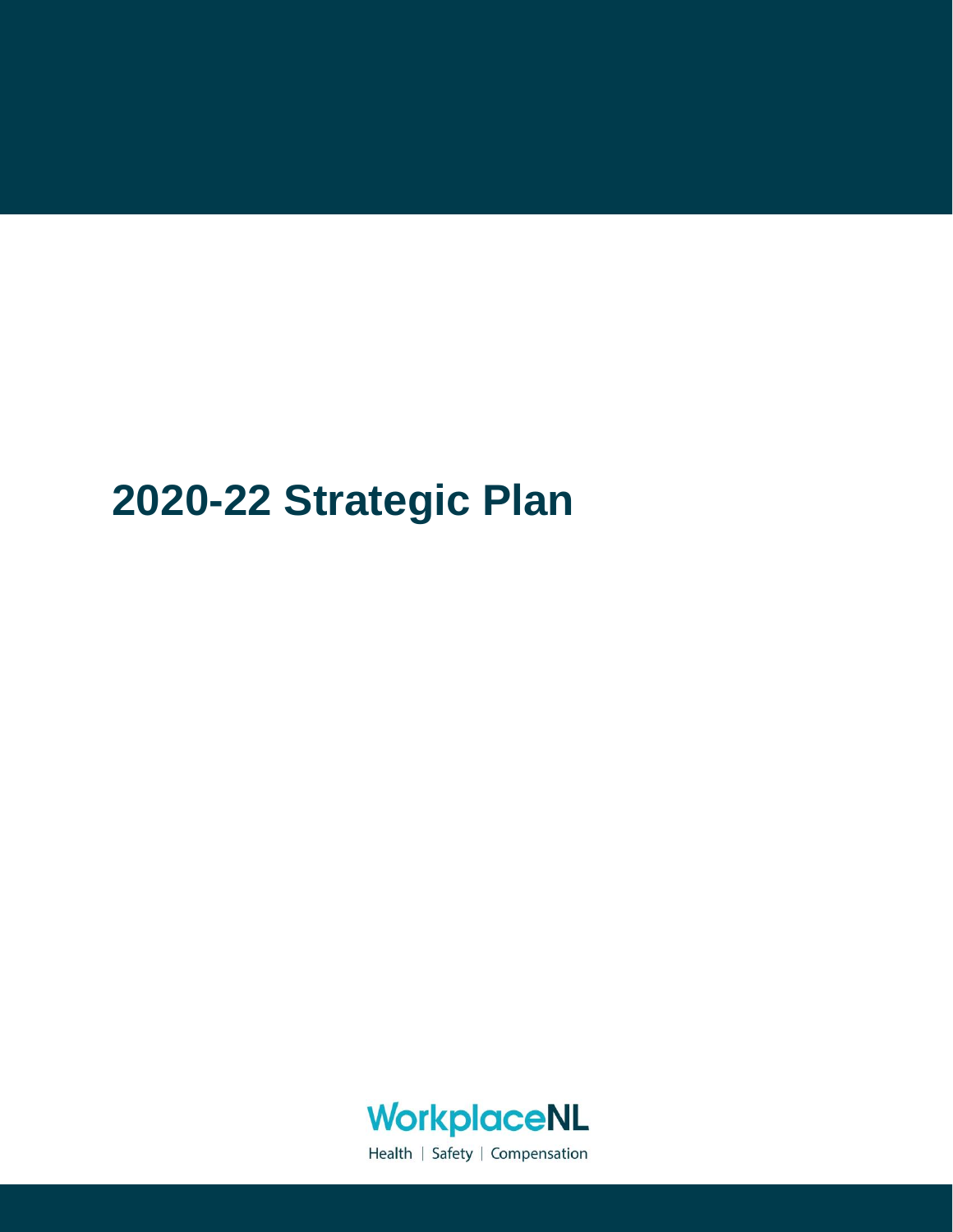# 2020-22 Strategic Plan

WorkplaceNL

Health | Safety | Compensation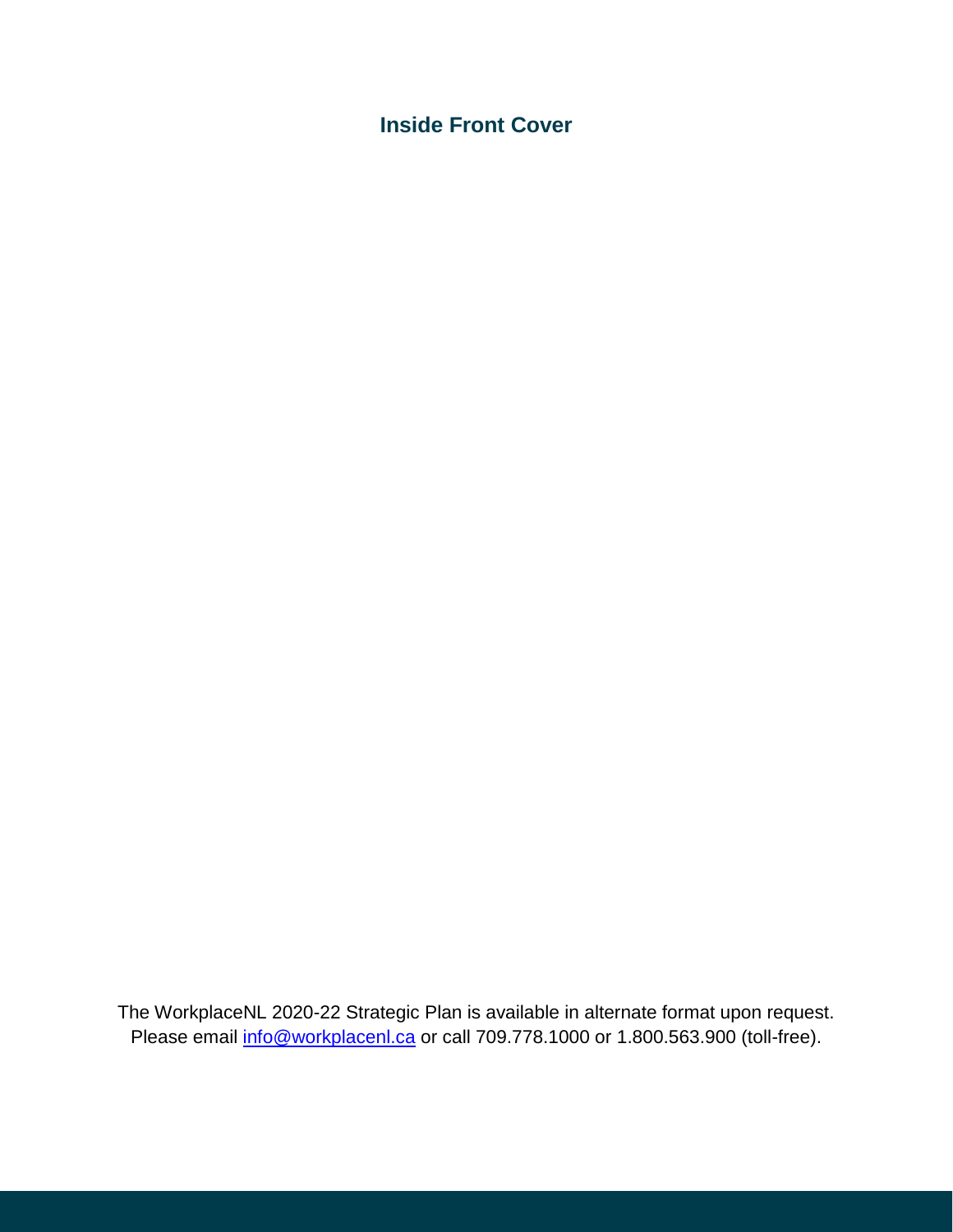## Inside Front Cover

The WorkplaceNL 2020-22 Strategic Plan is available in alternate format upon request. Please email info@workplacenl.ca or call 709.778.1000 or 1.800.563.900 (toll-free).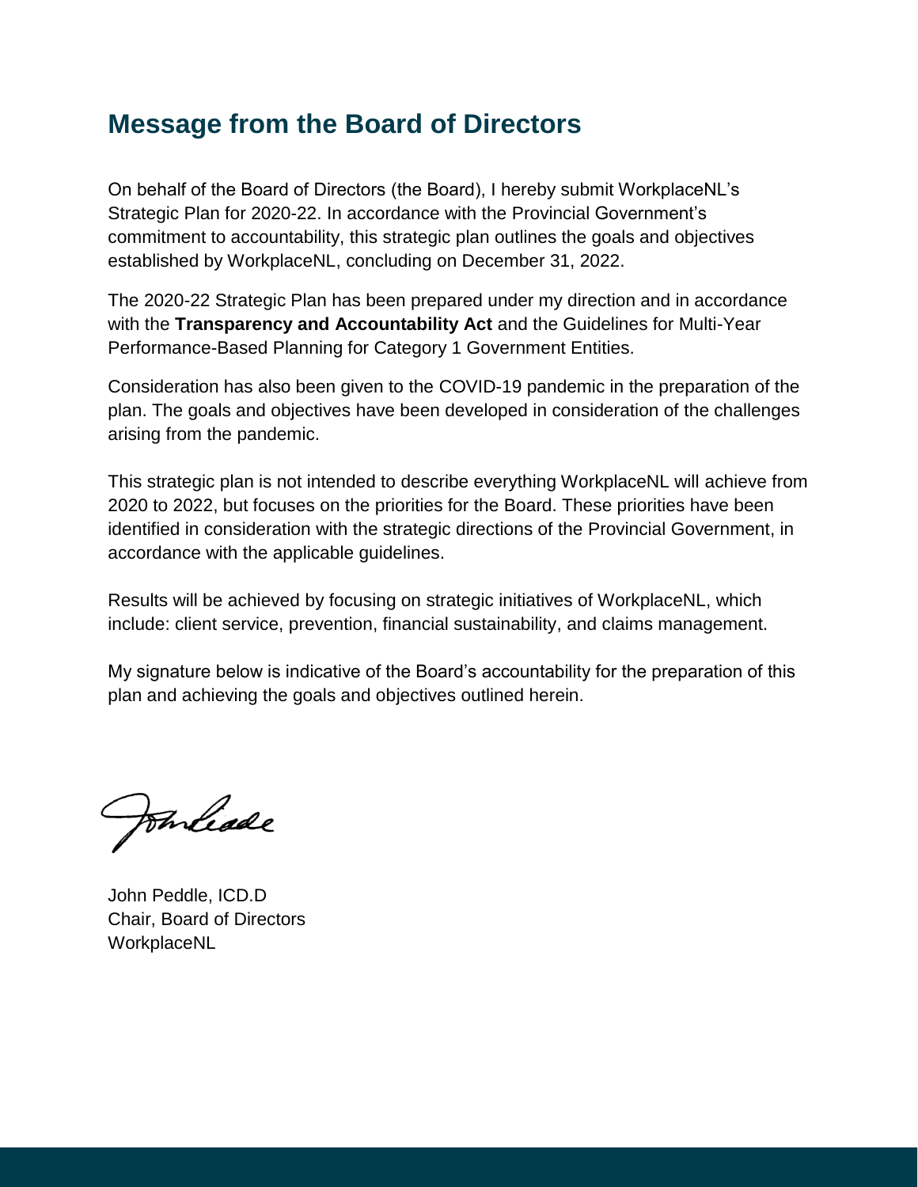## Message from the Board of Directors

On behalf of the Board of Directors (the Board), I hereby submit WorkplaceNL's Strategic Plan for 2020-22. In accordance with the Provincial Government's commitment to accountability, this strategic plan outlines the goals and objectives established by WorkplaceNL, concluding on December 31, 2022.

The 2020-22 Strategic Plan has been prepared under my direction and in accordance with the **Transparency and Accountability Act** and the Guidelines for Multi-Year Performance-Based Planning for Category 1 Government Entities.

Consideration has also been given to the COVID-19 pandemic in the preparation of the plan. The goals and objectives have been developed in consideration of the challenges arising from the pandemic.

This strategic plan is not intended to describe everything WorkplaceNL will achieve from 2020 to 2022, but focuses on the priorities for the Board. These priorities have been identified in consideration with the strategic directions of the Provincial Government, in accordance with the applicable guidelines.

Results will be achieved by focusing on strategic initiatives of WorkplaceNL, which include: client service, prevention, financial sustainability, and claims management.

My signature below is indicative of the Board's accountability for the preparation of this plan and achieving the goals and objectives outlined herein.

John Peddle, ICD.D
Chair, Board of Directors
WorkplaceNL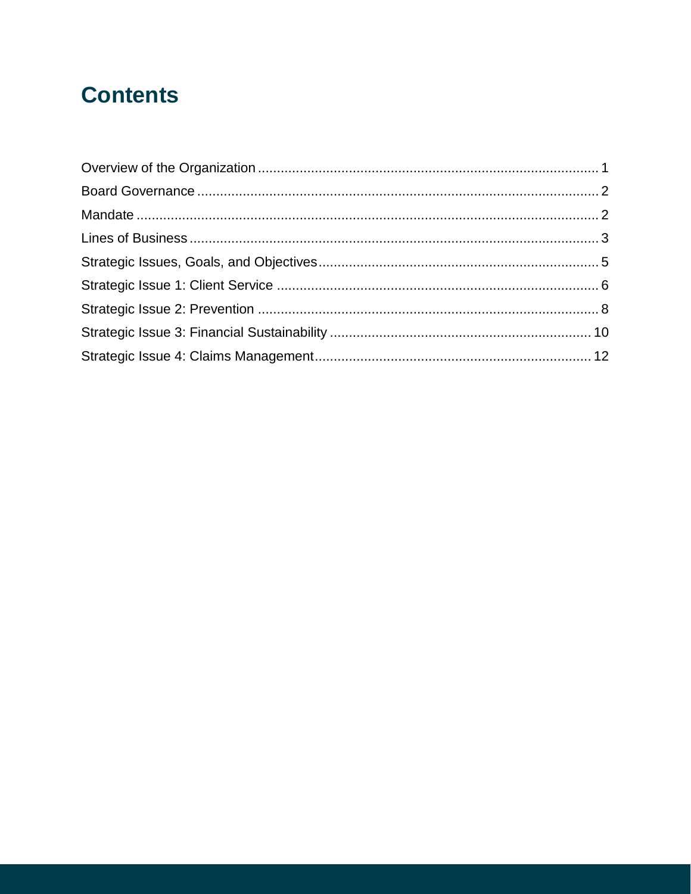# Contents

Overview of the Organization ........ 1
Board Governance ........ 2
Mandate ........ 2
Lines of Business ........ 3
Strategic Issues, Goals, and Objectives ........ 5
Strategic Issue 1: Client Service ........ 6
Strategic Issue 2: Prevention ........ 8
Strategic Issue 3: Financial Sustainability ........ 10
Strategic Issue 4: Claims Management ........ 12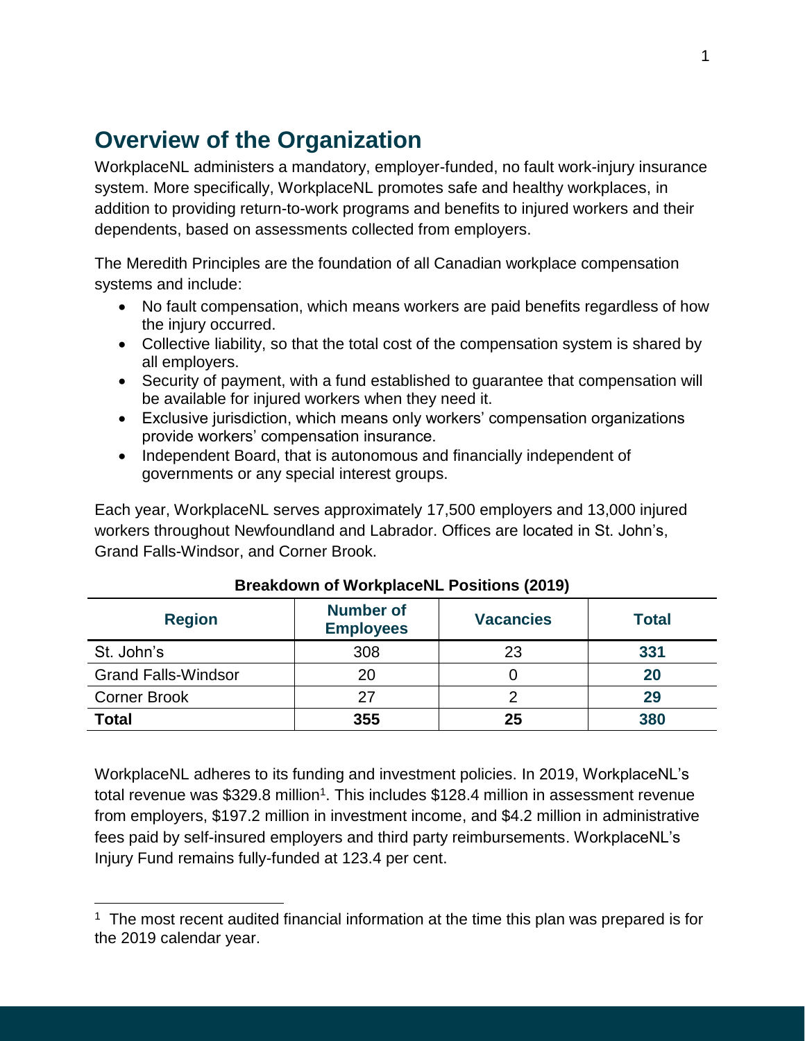## Overview of the Organization

WorkplaceNL administers a mandatory, employer-funded, no fault work-injury insurance system. More specifically, WorkplaceNL promotes safe and healthy workplaces, in addition to providing return-to-work programs and benefits to injured workers and their dependents, based on assessments collected from employers.

The Meredith Principles are the foundation of all Canadian workplace compensation systems and include:

- No fault compensation, which means workers are paid benefits regardless of how the injury occurred.
- Collective liability, so that the total cost of the compensation system is shared by all employers.
- Security of payment, with a fund established to guarantee that compensation will be available for injured workers when they need it.
- Exclusive jurisdiction, which means only workers' compensation organizations provide workers' compensation insurance.
- Independent Board, that is autonomous and financially independent of governments or any special interest groups.

Each year, WorkplaceNL serves approximately 17,500 employers and 13,000 injured workers throughout Newfoundland and Labrador. Offices are located in St. John's, Grand Falls-Windsor, and Corner Brook.

**Breakdown of WorkplaceNL Positions (2019)**

| Region | Number of Employees | Vacancies | Total |
|---|---|---|---|
| St. John's | 308 | 23 | **331** |
| Grand Falls-Windsor | 20 | 0 | **20** |
| Corner Brook | 27 | 2 | **29** |
| **Total** | **355** | **25** | **380** |

WorkplaceNL adheres to its funding and investment policies. In 2019, WorkplaceNL's total revenue was $329.8 million[1]. This includes $128.4 million in assessment revenue from employers, $197.2 million in investment income, and $4.2 million in administrative fees paid by self-insured employers and third party reimbursements. WorkplaceNL's Injury Fund remains fully-funded at 123.4 per cent.

[1] The most recent audited financial information at the time this plan was prepared is for the 2019 calendar year.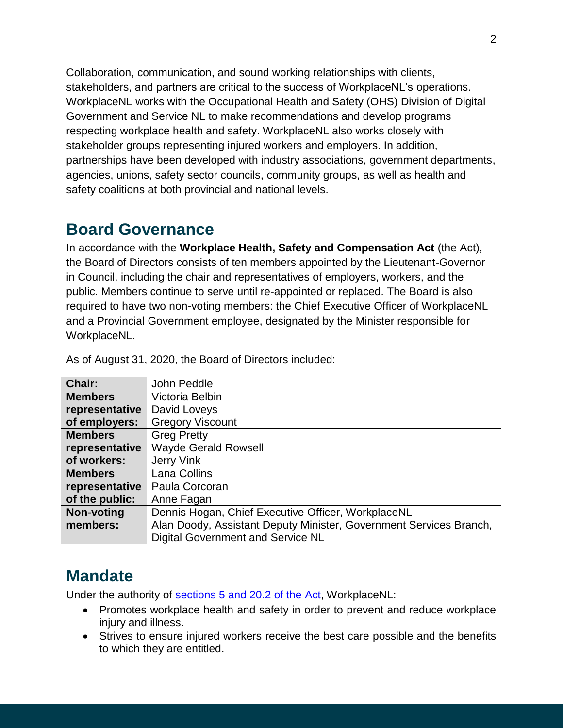Collaboration, communication, and sound working relationships with clients, stakeholders, and partners are critical to the success of WorkplaceNL's operations. WorkplaceNL works with the Occupational Health and Safety (OHS) Division of Digital Government and Service NL to make recommendations and develop programs respecting workplace health and safety. WorkplaceNL also works closely with stakeholder groups representing injured workers and employers. In addition, partnerships have been developed with industry associations, government departments, agencies, unions, safety sector councils, community groups, as well as health and safety coalitions at both provincial and national levels.

## Board Governance

In accordance with the **Workplace Health, Safety and Compensation Act** (the Act), the Board of Directors consists of ten members appointed by the Lieutenant-Governor in Council, including the chair and representatives of employers, workers, and the public. Members continue to serve until re-appointed or replaced. The Board is also required to have two non-voting members: the Chief Executive Officer of WorkplaceNL and a Provincial Government employee, designated by the Minister responsible for WorkplaceNL.

As of August 31, 2020, the Board of Directors included:

| | |
|---|---|
| **Chair:** | John Peddle |
| **Members representative of employers:** | Victoria Belbin<br>David Loveys<br>Gregory Viscount |
| **Members representative of workers:** | Greg Pretty<br>Wayde Gerald Rowsell<br>Jerry Vink |
| **Members representative of the public:** | Lana Collins<br>Paula Corcoran<br>Anne Fagan |
| **Non-voting members:** | Dennis Hogan, Chief Executive Officer, WorkplaceNL<br>Alan Doody, Assistant Deputy Minister, Government Services Branch, Digital Government and Service NL |

## Mandate

Under the authority of sections 5 and 20.2 of the Act, WorkplaceNL:

- Promotes workplace health and safety in order to prevent and reduce workplace injury and illness.
- Strives to ensure injured workers receive the best care possible and the benefits to which they are entitled.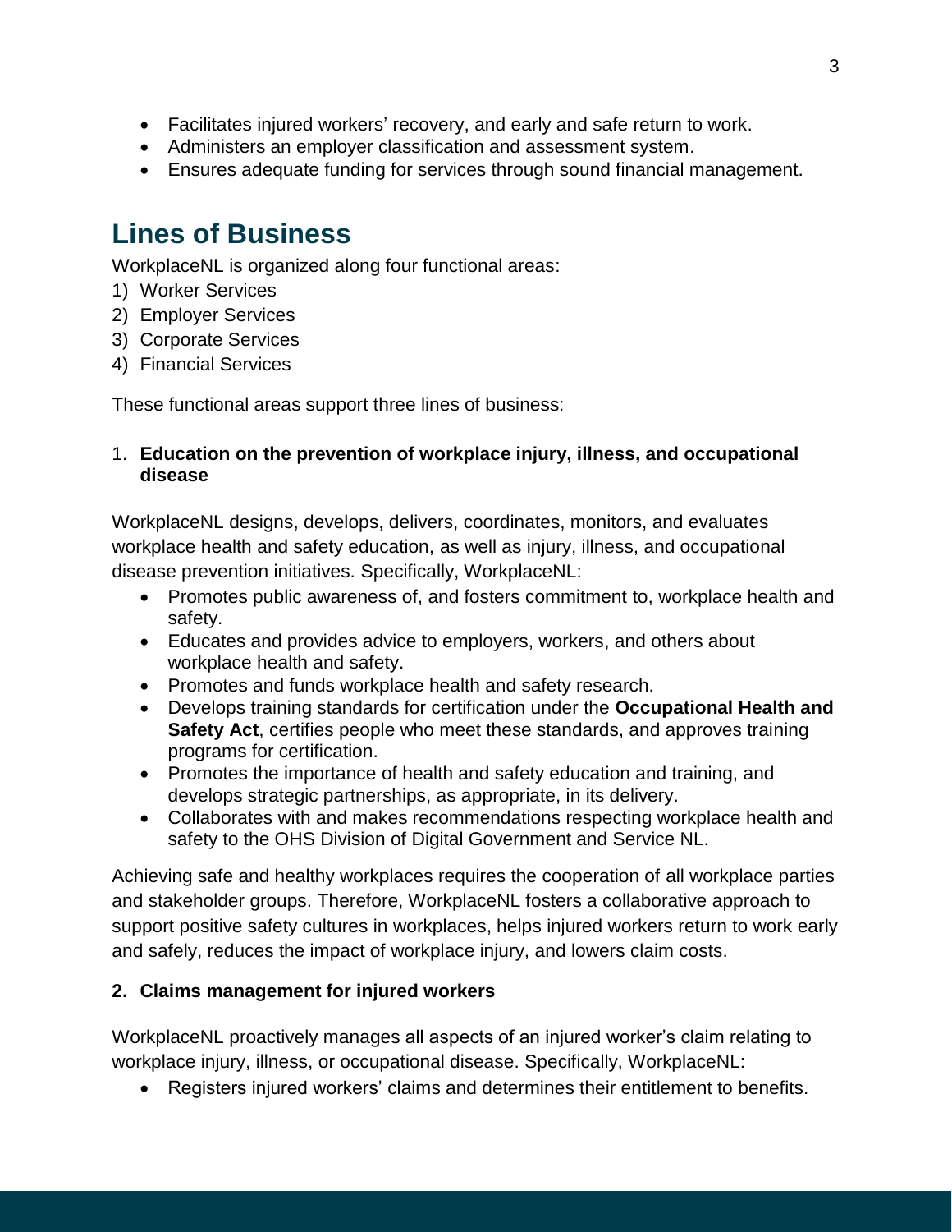- Facilitates injured workers' recovery, and early and safe return to work.
- Administers an employer classification and assessment system.
- Ensures adequate funding for services through sound financial management.

## Lines of Business

WorkplaceNL is organized along four functional areas:

1) Worker Services
2) Employer Services
3) Corporate Services
4) Financial Services

These functional areas support three lines of business:

1. **Education on the prevention of workplace injury, illness, and occupational disease**

WorkplaceNL designs, develops, delivers, coordinates, monitors, and evaluates workplace health and safety education, as well as injury, illness, and occupational disease prevention initiatives. Specifically, WorkplaceNL:

- Promotes public awareness of, and fosters commitment to, workplace health and safety.
- Educates and provides advice to employers, workers, and others about workplace health and safety.
- Promotes and funds workplace health and safety research.
- Develops training standards for certification under the **Occupational Health and Safety Act**, certifies people who meet these standards, and approves training programs for certification.
- Promotes the importance of health and safety education and training, and develops strategic partnerships, as appropriate, in its delivery.
- Collaborates with and makes recommendations respecting workplace health and safety to the OHS Division of Digital Government and Service NL.

Achieving safe and healthy workplaces requires the cooperation of all workplace parties and stakeholder groups. Therefore, WorkplaceNL fosters a collaborative approach to support positive safety cultures in workplaces, helps injured workers return to work early and safely, reduces the impact of workplace injury, and lowers claim costs.

**2. Claims management for injured workers**

WorkplaceNL proactively manages all aspects of an injured worker's claim relating to workplace injury, illness, or occupational disease. Specifically, WorkplaceNL:

- Registers injured workers' claims and determines their entitlement to benefits.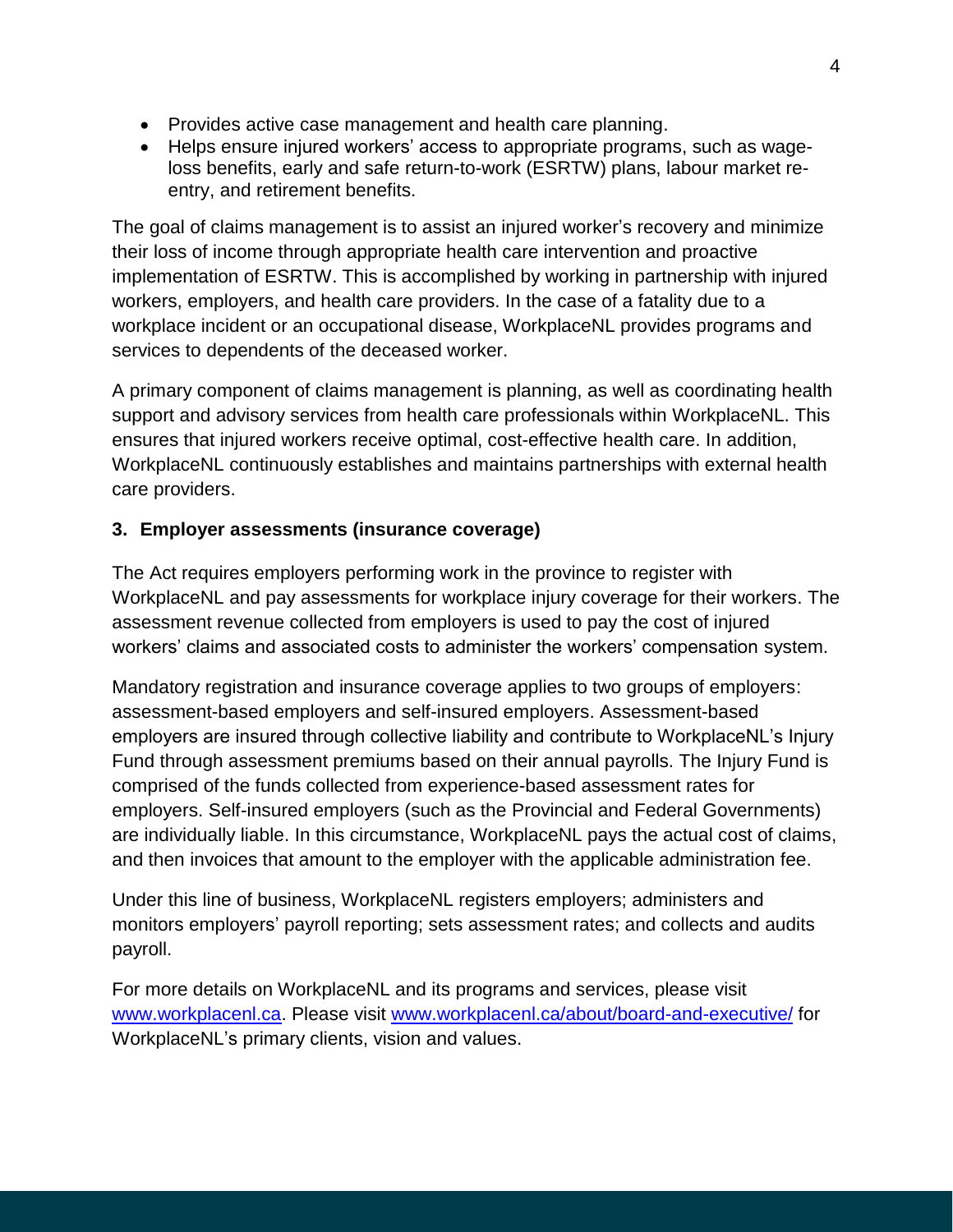- Provides active case management and health care planning.
- Helps ensure injured workers' access to appropriate programs, such as wage-loss benefits, early and safe return-to-work (ESRTW) plans, labour market re-entry, and retirement benefits.

The goal of claims management is to assist an injured worker's recovery and minimize their loss of income through appropriate health care intervention and proactive implementation of ESRTW. This is accomplished by working in partnership with injured workers, employers, and health care providers. In the case of a fatality due to a workplace incident or an occupational disease, WorkplaceNL provides programs and services to dependents of the deceased worker.

A primary component of claims management is planning, as well as coordinating health support and advisory services from health care professionals within WorkplaceNL. This ensures that injured workers receive optimal, cost-effective health care. In addition, WorkplaceNL continuously establishes and maintains partnerships with external health care providers.

### 3. Employer assessments (insurance coverage)

The Act requires employers performing work in the province to register with WorkplaceNL and pay assessments for workplace injury coverage for their workers. The assessment revenue collected from employers is used to pay the cost of injured workers' claims and associated costs to administer the workers' compensation system.

Mandatory registration and insurance coverage applies to two groups of employers: assessment-based employers and self-insured employers. Assessment-based employers are insured through collective liability and contribute to WorkplaceNL's Injury Fund through assessment premiums based on their annual payrolls. The Injury Fund is comprised of the funds collected from experience-based assessment rates for employers. Self-insured employers (such as the Provincial and Federal Governments) are individually liable. In this circumstance, WorkplaceNL pays the actual cost of claims, and then invoices that amount to the employer with the applicable administration fee.

Under this line of business, WorkplaceNL registers employers; administers and monitors employers' payroll reporting; sets assessment rates; and collects and audits payroll.

For more details on WorkplaceNL and its programs and services, please visit [www.workplacenl.ca](http://www.workplacenl.ca). Please visit [www.workplacenl.ca/about/board-and-executive/](http://www.workplacenl.ca/about/board-and-executive/) for WorkplaceNL's primary clients, vision and values.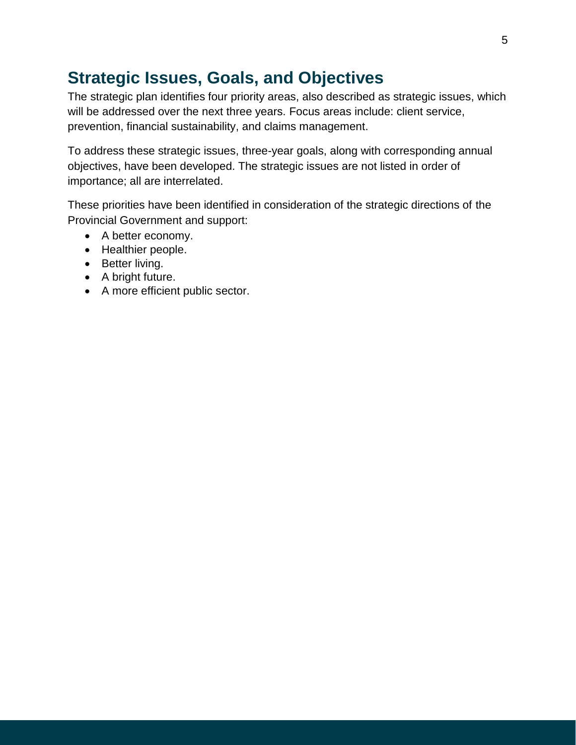# Strategic Issues, Goals, and Objectives

The strategic plan identifies four priority areas, also described as strategic issues, which will be addressed over the next three years. Focus areas include: client service, prevention, financial sustainability, and claims management.

To address these strategic issues, three-year goals, along with corresponding annual objectives, have been developed. The strategic issues are not listed in order of importance; all are interrelated.

These priorities have been identified in consideration of the strategic directions of the Provincial Government and support:

- A better economy.
- Healthier people.
- Better living.
- A bright future.
- A more efficient public sector.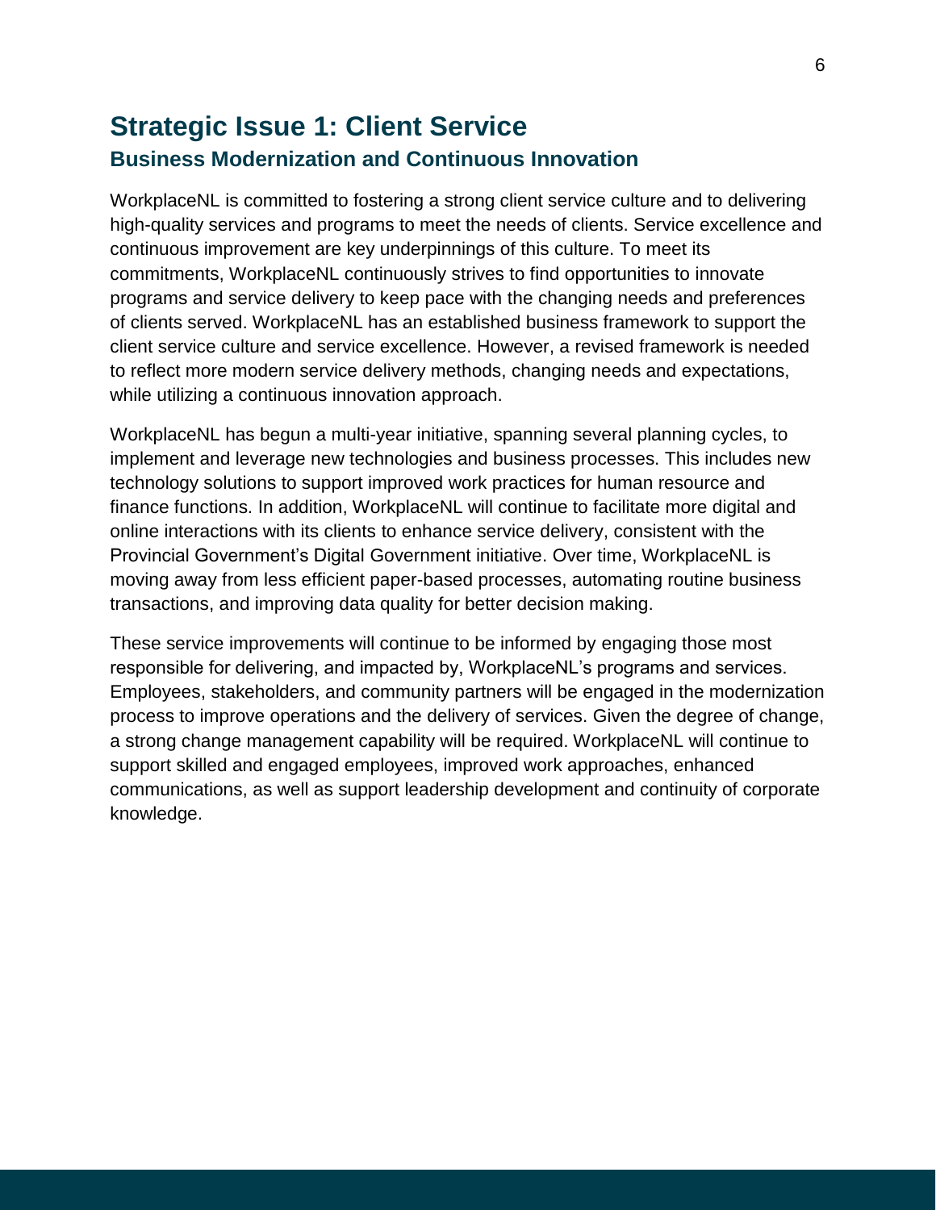# Strategic Issue 1: Client Service

## Business Modernization and Continuous Innovation

WorkplaceNL is committed to fostering a strong client service culture and to delivering high-quality services and programs to meet the needs of clients. Service excellence and continuous improvement are key underpinnings of this culture. To meet its commitments, WorkplaceNL continuously strives to find opportunities to innovate programs and service delivery to keep pace with the changing needs and preferences of clients served. WorkplaceNL has an established business framework to support the client service culture and service excellence. However, a revised framework is needed to reflect more modern service delivery methods, changing needs and expectations, while utilizing a continuous innovation approach.

WorkplaceNL has begun a multi-year initiative, spanning several planning cycles, to implement and leverage new technologies and business processes. This includes new technology solutions to support improved work practices for human resource and finance functions. In addition, WorkplaceNL will continue to facilitate more digital and online interactions with its clients to enhance service delivery, consistent with the Provincial Government's Digital Government initiative. Over time, WorkplaceNL is moving away from less efficient paper-based processes, automating routine business transactions, and improving data quality for better decision making.

These service improvements will continue to be informed by engaging those most responsible for delivering, and impacted by, WorkplaceNL's programs and services. Employees, stakeholders, and community partners will be engaged in the modernization process to improve operations and the delivery of services. Given the degree of change, a strong change management capability will be required. WorkplaceNL will continue to support skilled and engaged employees, improved work approaches, enhanced communications, as well as support leadership development and continuity of corporate knowledge.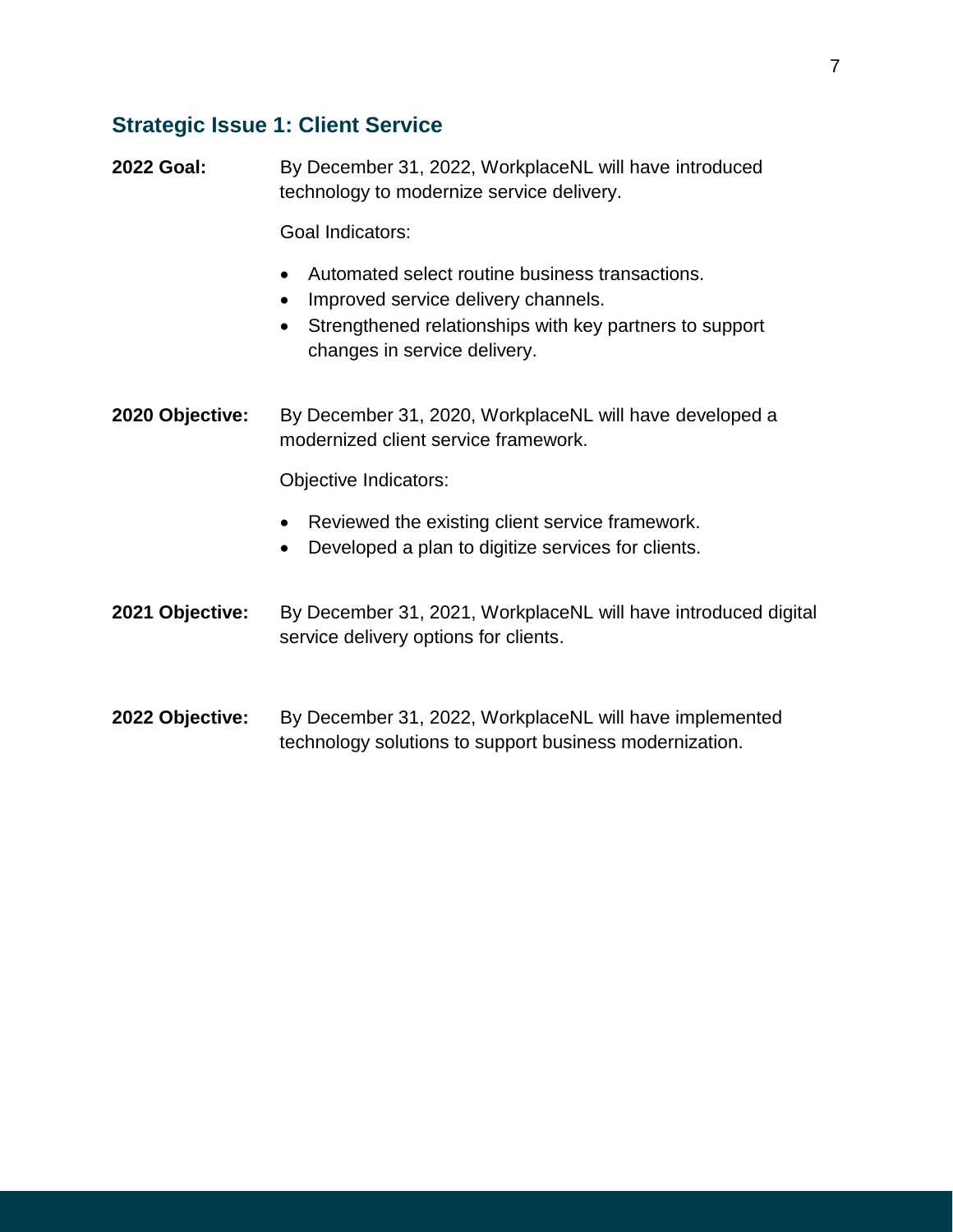## Strategic Issue 1: Client Service

**2022 Goal:** By December 31, 2022, WorkplaceNL will have introduced technology to modernize service delivery.

Goal Indicators:

- Automated select routine business transactions.
- Improved service delivery channels.
- Strengthened relationships with key partners to support changes in service delivery.

**2020 Objective:** By December 31, 2020, WorkplaceNL will have developed a modernized client service framework.

Objective Indicators:

- Reviewed the existing client service framework.
- Developed a plan to digitize services for clients.

**2021 Objective:** By December 31, 2021, WorkplaceNL will have introduced digital service delivery options for clients.

**2022 Objective:** By December 31, 2022, WorkplaceNL will have implemented technology solutions to support business modernization.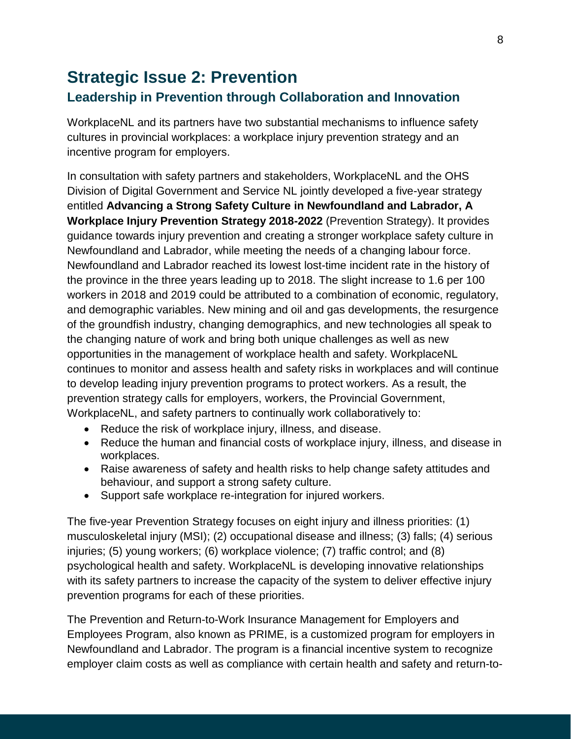## Strategic Issue 2: Prevention

### Leadership in Prevention through Collaboration and Innovation

WorkplaceNL and its partners have two substantial mechanisms to influence safety cultures in provincial workplaces: a workplace injury prevention strategy and an incentive program for employers.

In consultation with safety partners and stakeholders, WorkplaceNL and the OHS Division of Digital Government and Service NL jointly developed a five-year strategy entitled **Advancing a Strong Safety Culture in Newfoundland and Labrador, A Workplace Injury Prevention Strategy 2018-2022** (Prevention Strategy). It provides guidance towards injury prevention and creating a stronger workplace safety culture in Newfoundland and Labrador, while meeting the needs of a changing labour force. Newfoundland and Labrador reached its lowest lost-time incident rate in the history of the province in the three years leading up to 2018. The slight increase to 1.6 per 100 workers in 2018 and 2019 could be attributed to a combination of economic, regulatory, and demographic variables. New mining and oil and gas developments, the resurgence of the groundfish industry, changing demographics, and new technologies all speak to the changing nature of work and bring both unique challenges as well as new opportunities in the management of workplace health and safety. WorkplaceNL continues to monitor and assess health and safety risks in workplaces and will continue to develop leading injury prevention programs to protect workers. As a result, the prevention strategy calls for employers, workers, the Provincial Government, WorkplaceNL, and safety partners to continually work collaboratively to:

- Reduce the risk of workplace injury, illness, and disease.
- Reduce the human and financial costs of workplace injury, illness, and disease in workplaces.
- Raise awareness of safety and health risks to help change safety attitudes and behaviour, and support a strong safety culture.
- Support safe workplace re-integration for injured workers.

The five-year Prevention Strategy focuses on eight injury and illness priorities: (1) musculoskeletal injury (MSI); (2) occupational disease and illness; (3) falls; (4) serious injuries; (5) young workers; (6) workplace violence; (7) traffic control; and (8) psychological health and safety. WorkplaceNL is developing innovative relationships with its safety partners to increase the capacity of the system to deliver effective injury prevention programs for each of these priorities.

The Prevention and Return-to-Work Insurance Management for Employers and Employees Program, also known as PRIME, is a customized program for employers in Newfoundland and Labrador. The program is a financial incentive system to recognize employer claim costs as well as compliance with certain health and safety and return-to-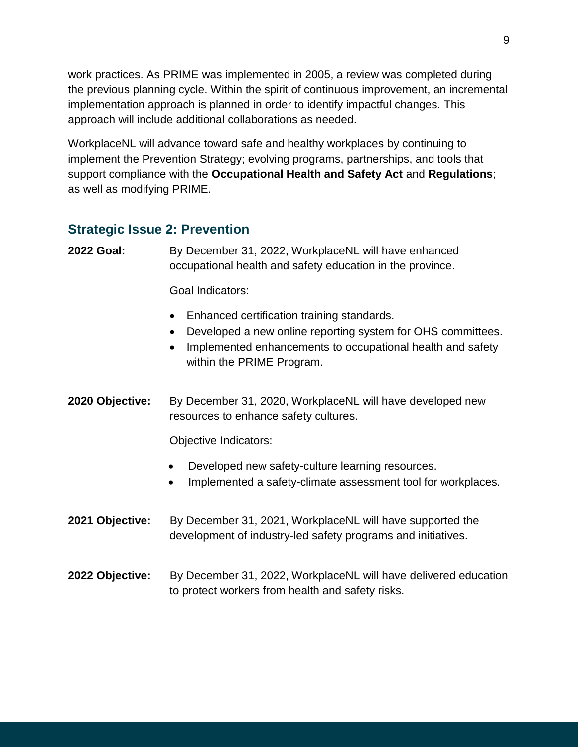work practices. As PRIME was implemented in 2005, a review was completed during the previous planning cycle. Within the spirit of continuous improvement, an incremental implementation approach is planned in order to identify impactful changes. This approach will include additional collaborations as needed.

WorkplaceNL will advance toward safe and healthy workplaces by continuing to implement the Prevention Strategy; evolving programs, partnerships, and tools that support compliance with the **Occupational Health and Safety Act** and **Regulations**; as well as modifying PRIME.

## Strategic Issue 2: Prevention

**2022 Goal:** By December 31, 2022, WorkplaceNL will have enhanced occupational health and safety education in the province.

Goal Indicators:

- Enhanced certification training standards.
- Developed a new online reporting system for OHS committees.
- Implemented enhancements to occupational health and safety within the PRIME Program.

**2020 Objective:** By December 31, 2020, WorkplaceNL will have developed new resources to enhance safety cultures.

Objective Indicators:

- Developed new safety-culture learning resources.
- Implemented a safety-climate assessment tool for workplaces.

**2021 Objective:** By December 31, 2021, WorkplaceNL will have supported the development of industry-led safety programs and initiatives.

**2022 Objective:** By December 31, 2022, WorkplaceNL will have delivered education to protect workers from health and safety risks.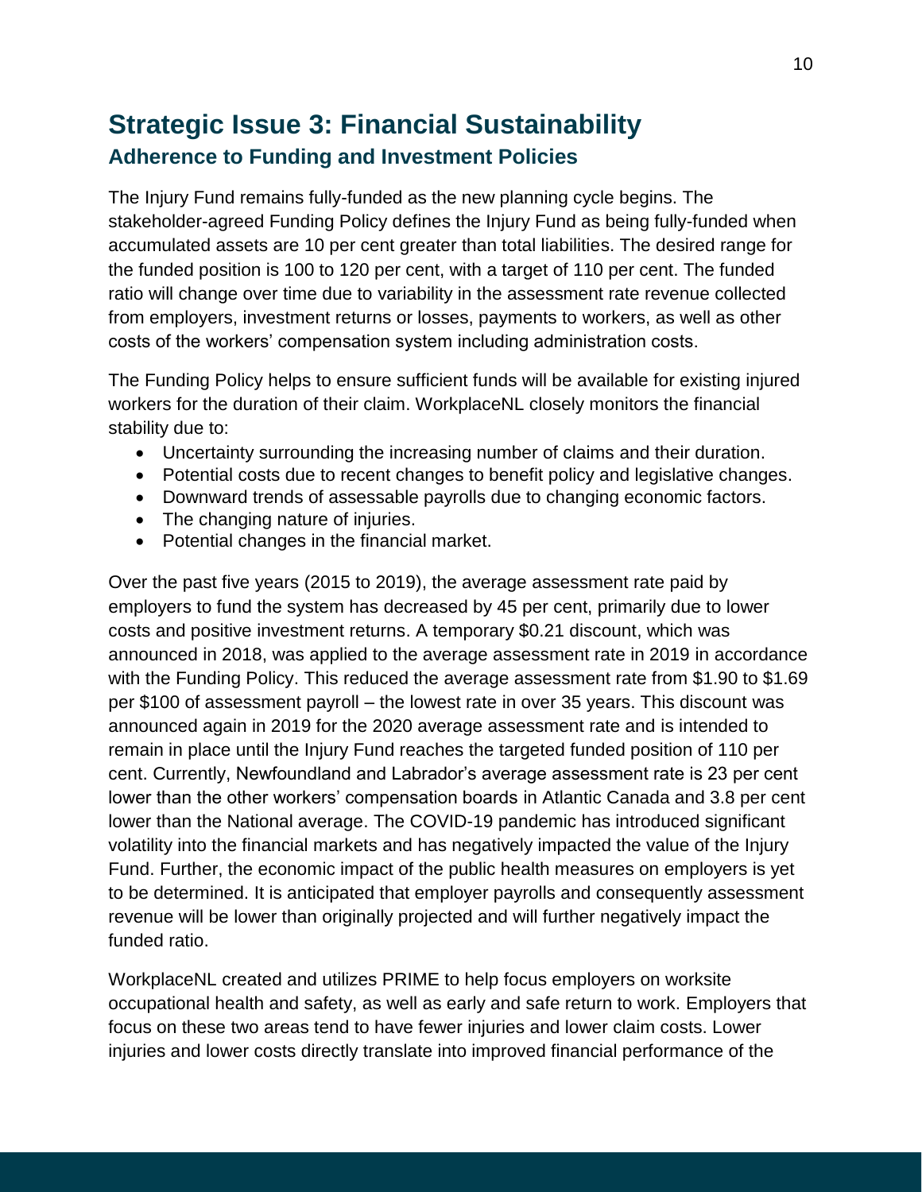# Strategic Issue 3: Financial Sustainability

## Adherence to Funding and Investment Policies

The Injury Fund remains fully-funded as the new planning cycle begins. The stakeholder-agreed Funding Policy defines the Injury Fund as being fully-funded when accumulated assets are 10 per cent greater than total liabilities. The desired range for the funded position is 100 to 120 per cent, with a target of 110 per cent. The funded ratio will change over time due to variability in the assessment rate revenue collected from employers, investment returns or losses, payments to workers, as well as other costs of the workers' compensation system including administration costs.

The Funding Policy helps to ensure sufficient funds will be available for existing injured workers for the duration of their claim. WorkplaceNL closely monitors the financial stability due to:

- Uncertainty surrounding the increasing number of claims and their duration.
- Potential costs due to recent changes to benefit policy and legislative changes.
- Downward trends of assessable payrolls due to changing economic factors.
- The changing nature of injuries.
- Potential changes in the financial market.

Over the past five years (2015 to 2019), the average assessment rate paid by employers to fund the system has decreased by 45 per cent, primarily due to lower costs and positive investment returns. A temporary \$0.21 discount, which was announced in 2018, was applied to the average assessment rate in 2019 in accordance with the Funding Policy. This reduced the average assessment rate from \$1.90 to \$1.69 per \$100 of assessment payroll – the lowest rate in over 35 years. This discount was announced again in 2019 for the 2020 average assessment rate and is intended to remain in place until the Injury Fund reaches the targeted funded position of 110 per cent. Currently, Newfoundland and Labrador's average assessment rate is 23 per cent lower than the other workers' compensation boards in Atlantic Canada and 3.8 per cent lower than the National average. The COVID-19 pandemic has introduced significant volatility into the financial markets and has negatively impacted the value of the Injury Fund. Further, the economic impact of the public health measures on employers is yet to be determined. It is anticipated that employer payrolls and consequently assessment revenue will be lower than originally projected and will further negatively impact the funded ratio.

WorkplaceNL created and utilizes PRIME to help focus employers on worksite occupational health and safety, as well as early and safe return to work. Employers that focus on these two areas tend to have fewer injuries and lower claim costs. Lower injuries and lower costs directly translate into improved financial performance of the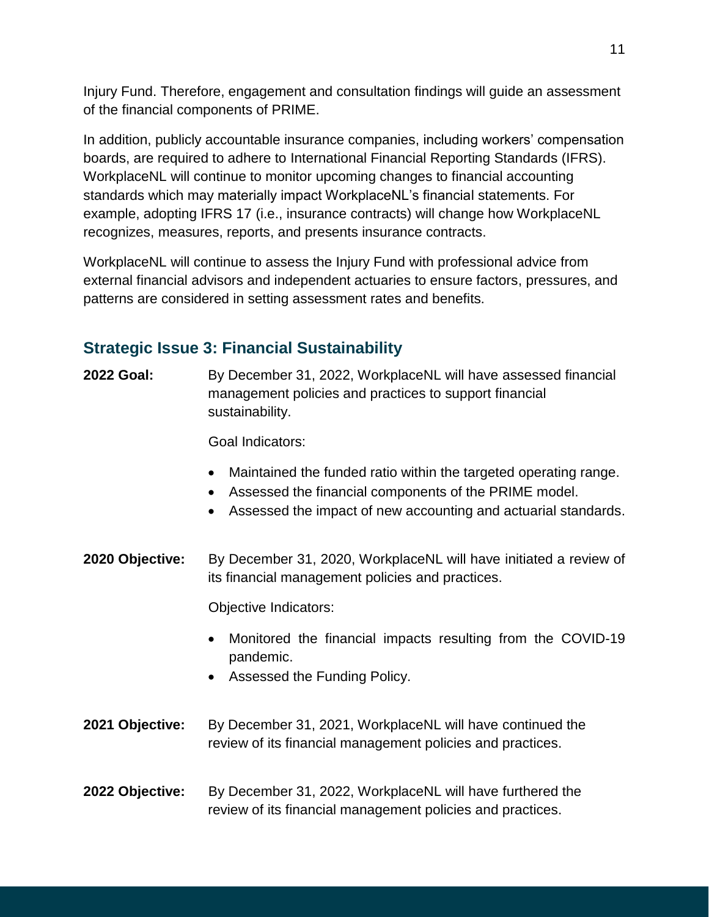Injury Fund. Therefore, engagement and consultation findings will guide an assessment of the financial components of PRIME.

In addition, publicly accountable insurance companies, including workers' compensation boards, are required to adhere to International Financial Reporting Standards (IFRS). WorkplaceNL will continue to monitor upcoming changes to financial accounting standards which may materially impact WorkplaceNL's financial statements. For example, adopting IFRS 17 (i.e., insurance contracts) will change how WorkplaceNL recognizes, measures, reports, and presents insurance contracts.

WorkplaceNL will continue to assess the Injury Fund with professional advice from external financial advisors and independent actuaries to ensure factors, pressures, and patterns are considered in setting assessment rates and benefits.

## Strategic Issue 3: Financial Sustainability

**2022 Goal:** By December 31, 2022, WorkplaceNL will have assessed financial management policies and practices to support financial sustainability.

Goal Indicators:

- Maintained the funded ratio within the targeted operating range.
- Assessed the financial components of the PRIME model.
- Assessed the impact of new accounting and actuarial standards.

**2020 Objective:** By December 31, 2020, WorkplaceNL will have initiated a review of its financial management policies and practices.

Objective Indicators:

- Monitored the financial impacts resulting from the COVID-19 pandemic.
- Assessed the Funding Policy.

**2021 Objective:** By December 31, 2021, WorkplaceNL will have continued the review of its financial management policies and practices.

**2022 Objective:** By December 31, 2022, WorkplaceNL will have furthered the review of its financial management policies and practices.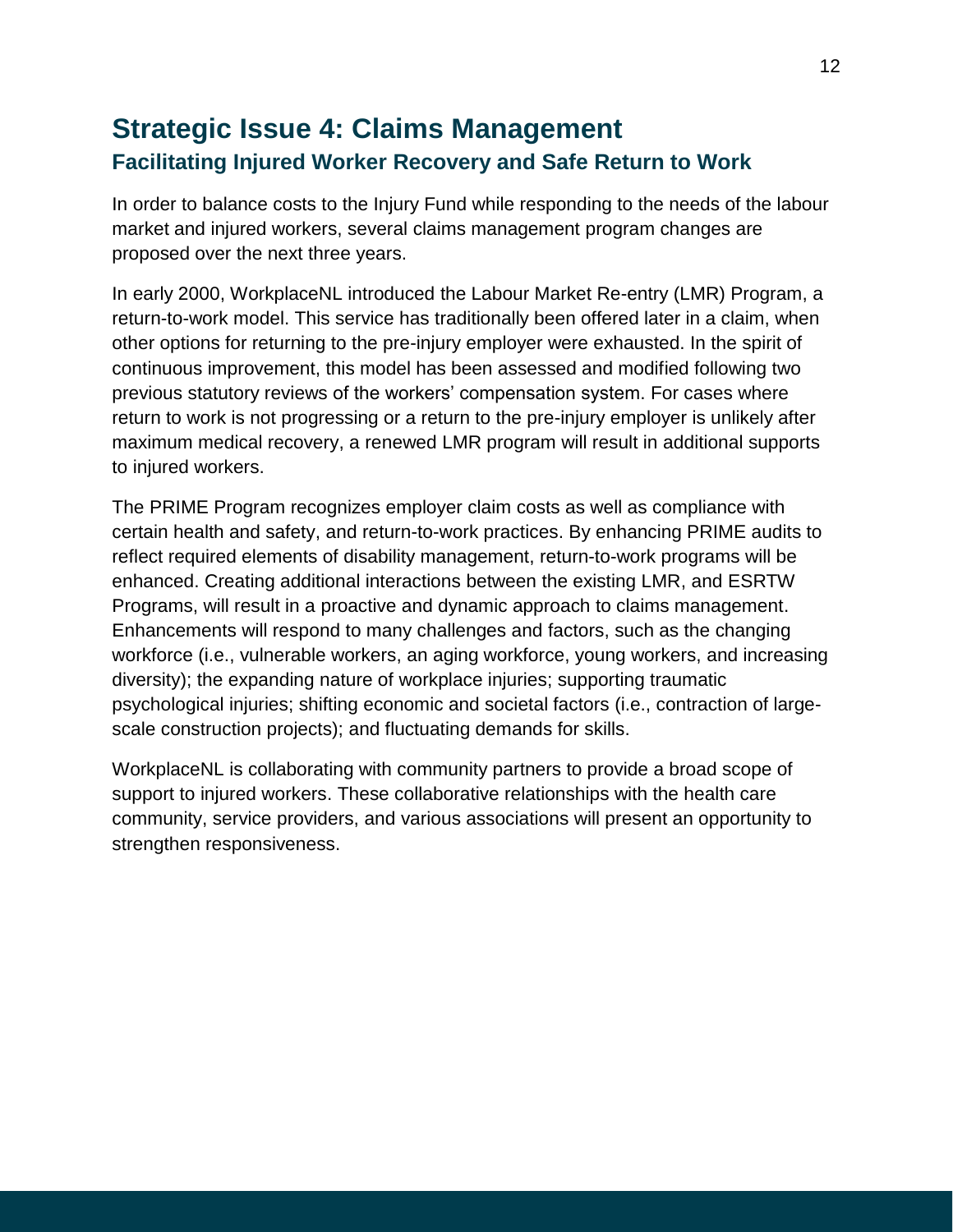## Strategic Issue 4: Claims Management

### Facilitating Injured Worker Recovery and Safe Return to Work

In order to balance costs to the Injury Fund while responding to the needs of the labour market and injured workers, several claims management program changes are proposed over the next three years.

In early 2000, WorkplaceNL introduced the Labour Market Re-entry (LMR) Program, a return-to-work model. This service has traditionally been offered later in a claim, when other options for returning to the pre-injury employer were exhausted. In the spirit of continuous improvement, this model has been assessed and modified following two previous statutory reviews of the workers' compensation system. For cases where return to work is not progressing or a return to the pre-injury employer is unlikely after maximum medical recovery, a renewed LMR program will result in additional supports to injured workers.

The PRIME Program recognizes employer claim costs as well as compliance with certain health and safety, and return-to-work practices. By enhancing PRIME audits to reflect required elements of disability management, return-to-work programs will be enhanced. Creating additional interactions between the existing LMR, and ESRTW Programs, will result in a proactive and dynamic approach to claims management. Enhancements will respond to many challenges and factors, such as the changing workforce (i.e., vulnerable workers, an aging workforce, young workers, and increasing diversity); the expanding nature of workplace injuries; supporting traumatic psychological injuries; shifting economic and societal factors (i.e., contraction of large-scale construction projects); and fluctuating demands for skills.

WorkplaceNL is collaborating with community partners to provide a broad scope of support to injured workers. These collaborative relationships with the health care community, service providers, and various associations will present an opportunity to strengthen responsiveness.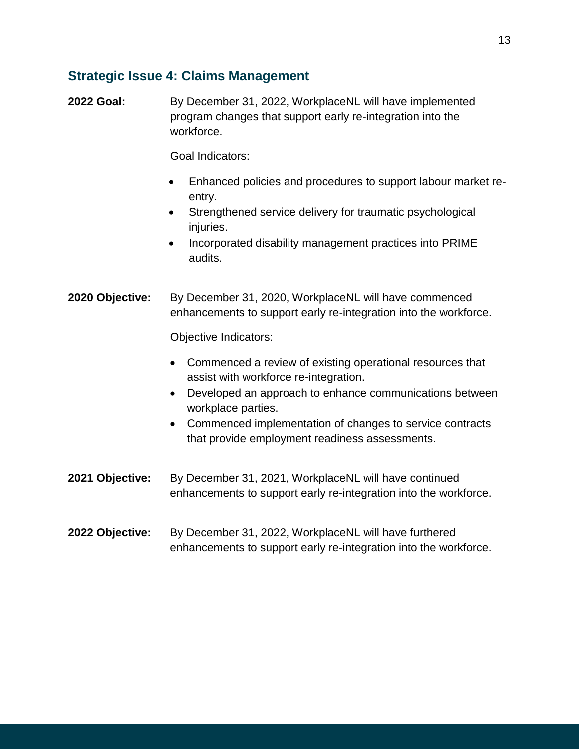## Strategic Issue 4: Claims Management

**2022 Goal:** By December 31, 2022, WorkplaceNL will have implemented program changes that support early re-integration into the workforce.

Goal Indicators:

- Enhanced policies and procedures to support labour market re-entry.
- Strengthened service delivery for traumatic psychological injuries.
- Incorporated disability management practices into PRIME audits.

**2020 Objective:** By December 31, 2020, WorkplaceNL will have commenced enhancements to support early re-integration into the workforce.

Objective Indicators:

- Commenced a review of existing operational resources that assist with workforce re-integration.
- Developed an approach to enhance communications between workplace parties.
- Commenced implementation of changes to service contracts that provide employment readiness assessments.

**2021 Objective:** By December 31, 2021, WorkplaceNL will have continued enhancements to support early re-integration into the workforce.

**2022 Objective:** By December 31, 2022, WorkplaceNL will have furthered enhancements to support early re-integration into the workforce.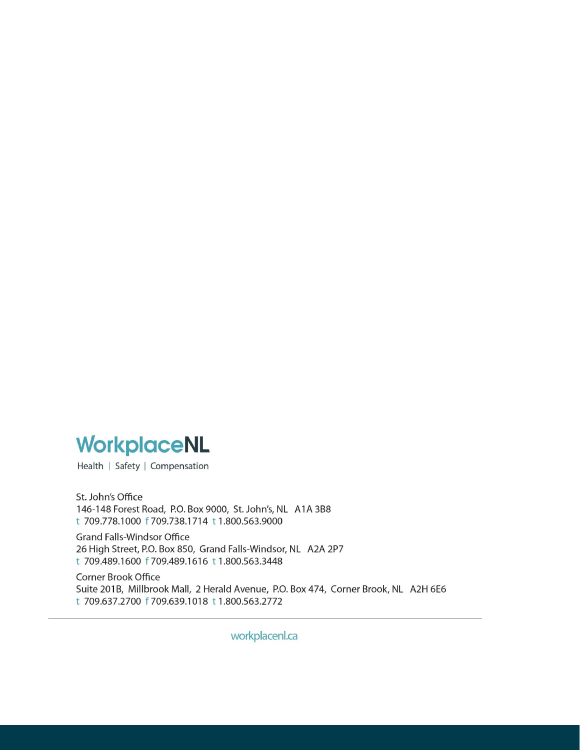**WorkplaceNL**

Health | Safety | Compensation

St. John's Office
146-148 Forest Road, P.O. Box 9000, St. John's, NL A1A 3B8
t 709.778.1000 f 709.738.1714 t 1.800.563.9000

Grand Falls-Windsor Office
26 High Street, P.O. Box 850, Grand Falls-Windsor, NL A2A 2P7
t 709.489.1600 f 709.489.1616 t 1.800.563.3448

Corner Brook Office
Suite 201B, Millbrook Mall, 2 Herald Avenue, P.O. Box 474, Corner Brook, NL A2H 6E6
t 709.637.2700 f 709.639.1018 t 1.800.563.2772

workplacenl.ca